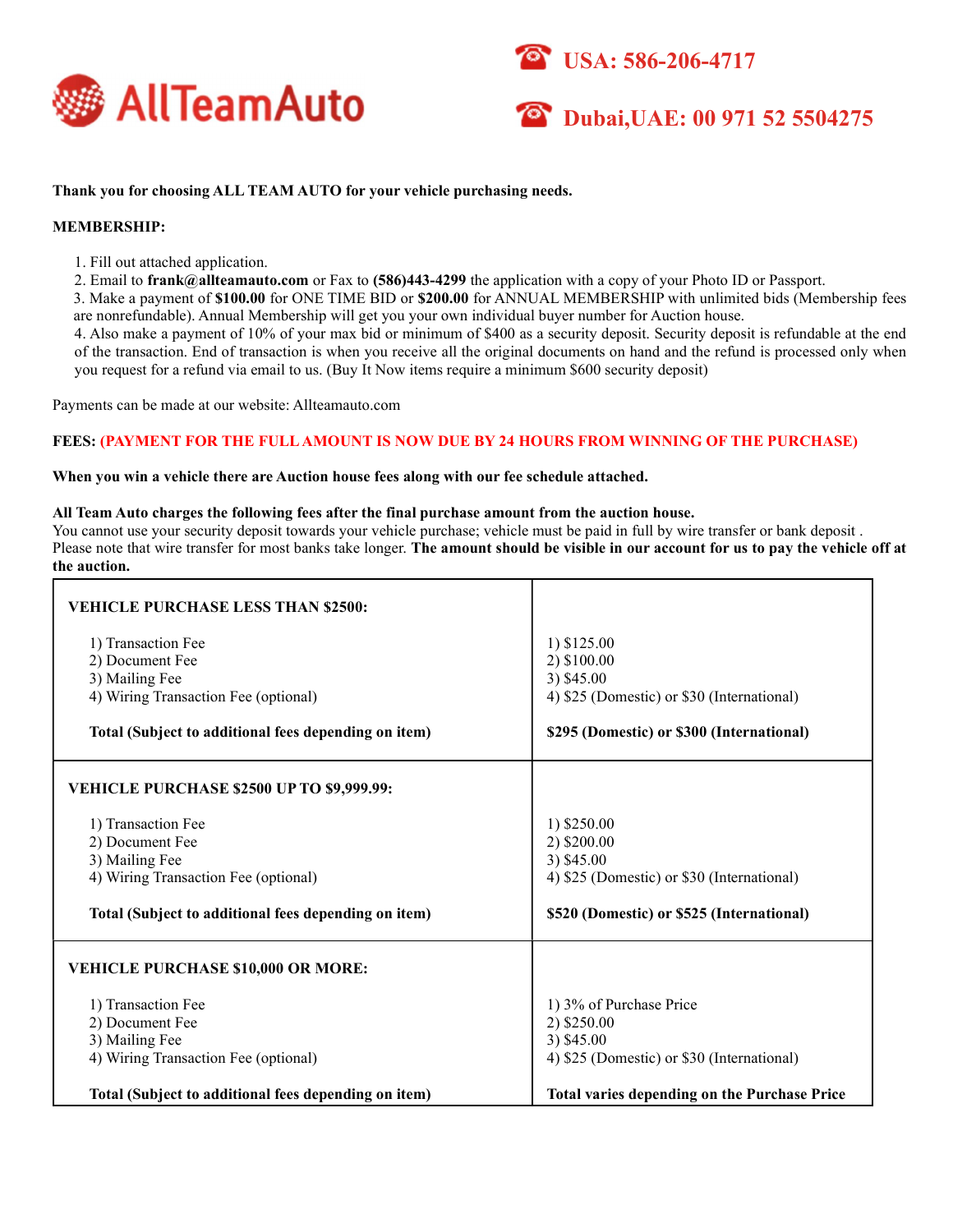# AllTeamAuto

☎ **USA: 586-206-4717**

☎ **Dubai,UAE: 00 971 52 5504275**

**Thank you for choosing ALL TEAM AUTO for your vehicle purchasing needs.**

**MEMBERSHIP:**

1. Fill out attached application.
2. Email to **frank@allteamauto.com** or Fax to **(586)443-4299** the application with a copy of your Photo ID or Passport.
3. Make a payment of **$100.00** for ONE TIME BID or **$200.00** for ANNUAL MEMBERSHIP with unlimited bids (Membership fees are nonrefundable). Annual Membership will get you your own individual buyer number for Auction house.
4. Also make a payment of 10% of your max bid or minimum of $400 as a security deposit. Security deposit is refundable at the end of the transaction. End of transaction is when you receive all the original documents on hand and the refund is processed only when you request for a refund via email to us. (Buy It Now items require a minimum $600 security deposit)

Payments can be made at our website: Allteamauto.com

**FEES: (PAYMENT FOR THE FULL AMOUNT IS NOW DUE BY 24 HOURS FROM WINNING OF THE PURCHASE)**

**When you win a vehicle there are Auction house fees along with our fee schedule attached.**

**All Team Auto charges the following fees after the final purchase amount from the auction house.**
You cannot use your security deposit towards your vehicle purchase; vehicle must be paid in full by wire transfer or bank deposit . Please note that wire transfer for most banks take longer. **The amount should be visible in our account for us to pay the vehicle off at the auction.**

| **VEHICLE PURCHASE LESS THAN $2500:** | |
|---|---|
| 1) Transaction Fee | 1) $125.00 |
| 2) Document Fee | 2) $100.00 |
| 3) Mailing Fee | 3) $45.00 |
| 4) Wiring Transaction Fee (optional) | 4) $25 (Domestic) or $30 (International) |
| **Total (Subject to additional fees depending on item)** | **$295 (Domestic) or $300 (International)** |
| **VEHICLE PURCHASE $2500 UP TO $9,999.99:** | |
| 1) Transaction Fee | 1) $250.00 |
| 2) Document Fee | 2) $200.00 |
| 3) Mailing Fee | 3) $45.00 |
| 4) Wiring Transaction Fee (optional) | 4) $25 (Domestic) or $30 (International) |
| **Total (Subject to additional fees depending on item)** | **$520 (Domestic) or $525 (International)** |
| **VEHICLE PURCHASE $10,000 OR MORE:** | |
| 1) Transaction Fee | 1) 3% of Purchase Price |
| 2) Document Fee | 2) $250.00 |
| 3) Mailing Fee | 3) $45.00 |
| 4) Wiring Transaction Fee (optional) | 4) $25 (Domestic) or $30 (International) |
| **Total (Subject to additional fees depending on item)** | **Total varies depending on the Purchase Price** |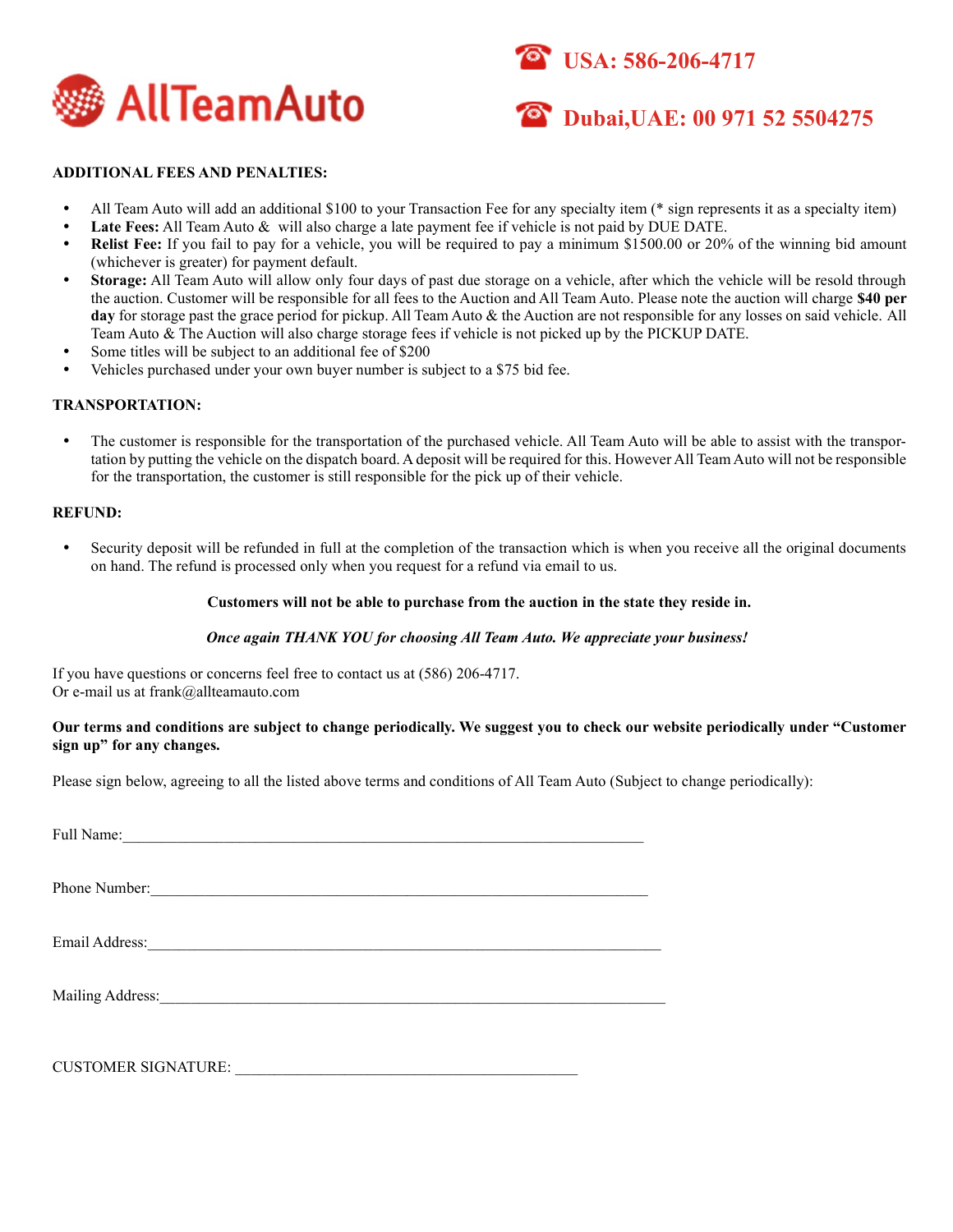AllTeamAuto

☎ USA: 586-206-4717

☎ Dubai,UAE: 00 971 52 5504275

**ADDITIONAL FEES AND PENALTIES:**

- All Team Auto will add an additional $100 to your Transaction Fee for any specialty item (* sign represents it as a specialty item)
- **Late Fees:** All Team Auto & will also charge a late payment fee if vehicle is not paid by DUE DATE.
- **Relist Fee:** If you fail to pay for a vehicle, you will be required to pay a minimum $1500.00 or 20% of the winning bid amount (whichever is greater) for payment default.
- **Storage:** All Team Auto will allow only four days of past due storage on a vehicle, after which the vehicle will be resold through the auction. Customer will be responsible for all fees to the Auction and All Team Auto. Please note the auction will charge **$40 per day** for storage past the grace period for pickup. All Team Auto & the Auction are not responsible for any losses on said vehicle. All Team Auto & The Auction will also charge storage fees if vehicle is not picked up by the PICKUP DATE.
- Some titles will be subject to an additional fee of $200
- Vehicles purchased under your own buyer number is subject to a $75 bid fee.

**TRANSPORTATION:**

- The customer is responsible for the transportation of the purchased vehicle. All Team Auto will be able to assist with the transportation by putting the vehicle on the dispatch board. A deposit will be required for this. However All Team Auto will not be responsible for the transportation, the customer is still responsible for the pick up of their vehicle.

**REFUND:**

- Security deposit will be refunded in full at the completion of the transaction which is when you receive all the original documents on hand. The refund is processed only when you request for a refund via email to us.

**Customers will not be able to purchase from the auction in the state they reside in.**

***Once again THANK YOU for choosing All Team Auto. We appreciate your business!***

If you have questions or concerns feel free to contact us at (586) 206-4717.
Or e-mail us at frank@allteamauto.com

**Our terms and conditions are subject to change periodically. We suggest you to check our website periodically under "Customer sign up" for any changes.**

Please sign below, agreeing to all the listed above terms and conditions of All Team Auto (Subject to change periodically):

Full Name:______________________________________________________________________

Phone Number:___________________________________________________________________

Email Address:____________________________________________________________________

Mailing Address:__________________________________________________________________

CUSTOMER SIGNATURE: ______________________________________________